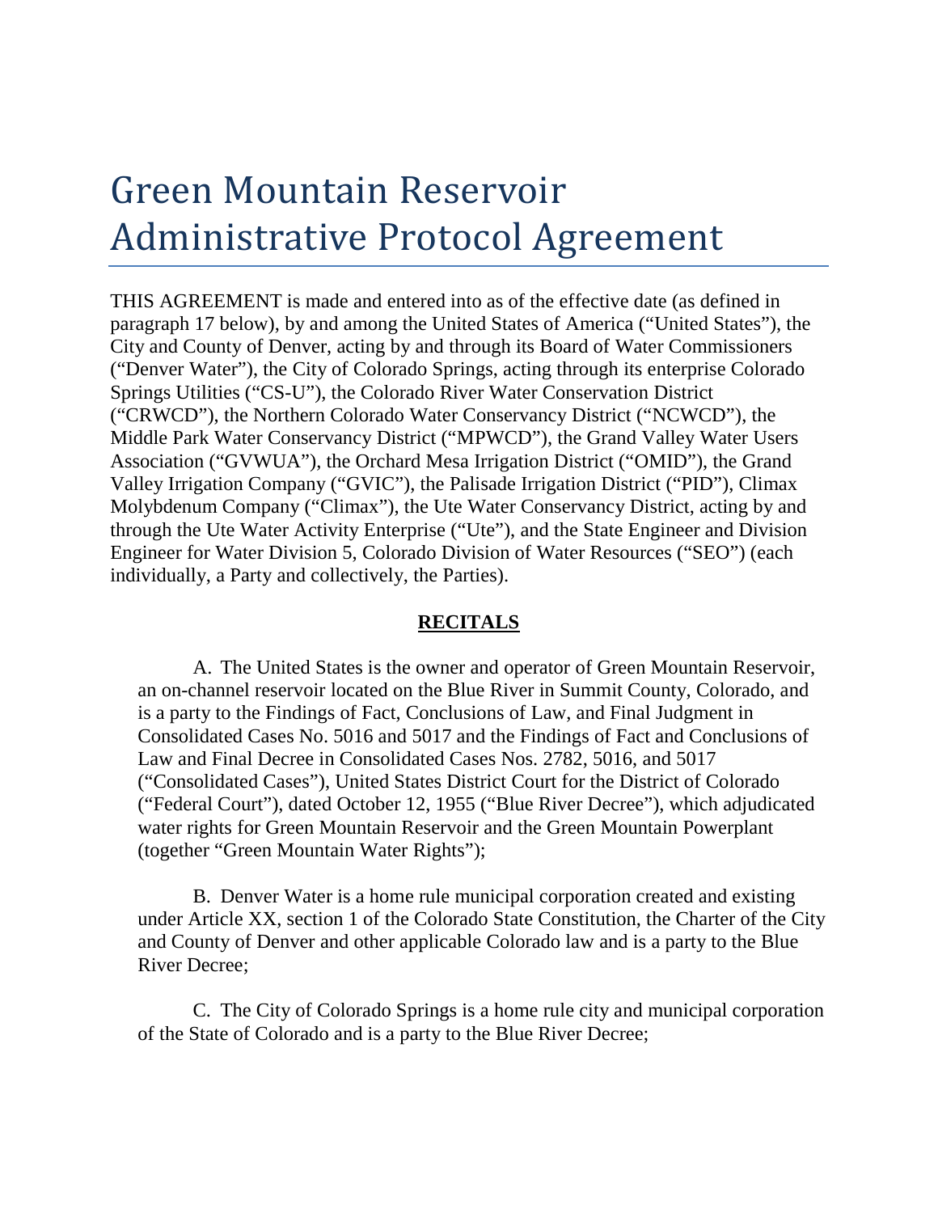# Green Mountain Reservoir Administrative Protocol Agreement

THIS AGREEMENT is made and entered into as of the effective date (as defined in paragraph 17 below), by and among the United States of America ("United States"), the City and County of Denver, acting by and through its Board of Water Commissioners ("Denver Water"), the City of Colorado Springs, acting through its enterprise Colorado Springs Utilities ("CS-U"), the Colorado River Water Conservation District ("CRWCD"), the Northern Colorado Water Conservancy District ("NCWCD"), the Middle Park Water Conservancy District ("MPWCD"), the Grand Valley Water Users Association ("GVWUA"), the Orchard Mesa Irrigation District ("OMID"), the Grand Valley Irrigation Company ("GVIC"), the Palisade Irrigation District ("PID"), Climax Molybdenum Company ("Climax"), the Ute Water Conservancy District, acting by and through the Ute Water Activity Enterprise ("Ute"), and the State Engineer and Division Engineer for Water Division 5, Colorado Division of Water Resources ("SEO") (each individually, a Party and collectively, the Parties).

## RECITALS

A. The United States is the owner and operator of Green Mountain Reservoir, an on-channel reservoir located on the Blue River in Summit County, Colorado, and is a party to the Findings of Fact, Conclusions of Law, and Final Judgment in Consolidated Cases No. 5016 and 5017 and the Findings of Fact and Conclusions of Law and Final Decree in Consolidated Cases Nos. 2782, 5016, and 5017 ("Consolidated Cases"), United States District Court for the District of Colorado ("Federal Court"), dated October 12, 1955 ("Blue River Decree"), which adjudicated water rights for Green Mountain Reservoir and the Green Mountain Powerplant (together "Green Mountain Water Rights");

B. Denver Water is a home rule municipal corporation created and existing under Article XX, section 1 of the Colorado State Constitution, the Charter of the City and County of Denver and other applicable Colorado law and is a party to the Blue River Decree;

C. The City of Colorado Springs is a home rule city and municipal corporation of the State of Colorado and is a party to the Blue River Decree;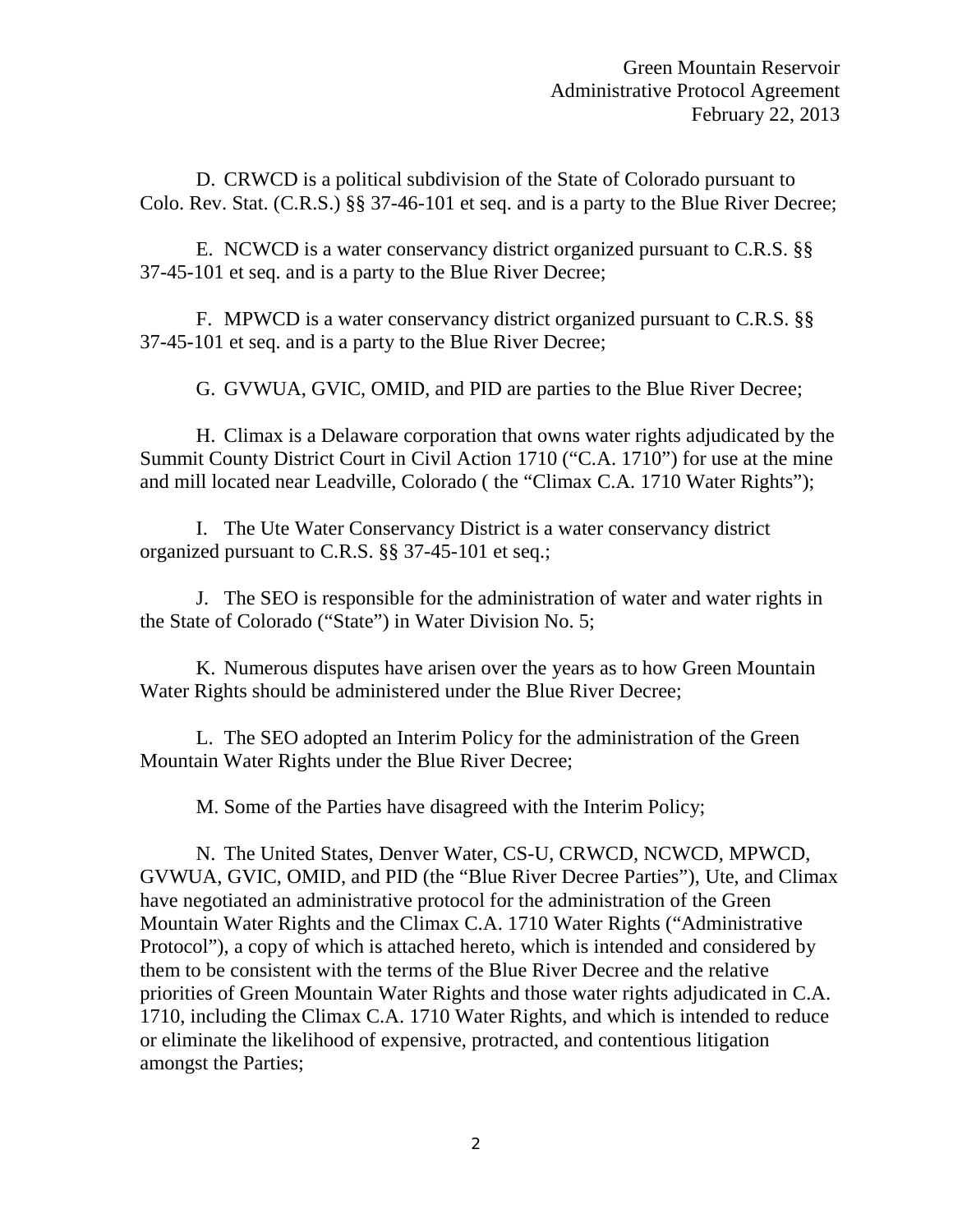D. CRWCD is a political subdivision of the State of Colorado pursuant to Colo. Rev. Stat. (C.R.S.) §§ 37-46-101 et seq. and is a party to the Blue River Decree;

E. NCWCD is a water conservancy district organized pursuant to C.R.S. §§ 37-45-101 et seq. and is a party to the Blue River Decree;

F. MPWCD is a water conservancy district organized pursuant to C.R.S. §§ 37-45-101 et seq. and is a party to the Blue River Decree;

G. GVWUA, GVIC, OMID, and PID are parties to the Blue River Decree;

H. Climax is a Delaware corporation that owns water rights adjudicated by the Summit County District Court in Civil Action 1710 ("C.A. 1710") for use at the mine and mill located near Leadville, Colorado ( the "Climax C.A. 1710 Water Rights");

I. The Ute Water Conservancy District is a water conservancy district organized pursuant to C.R.S. §§ 37-45-101 et seq.;

J. The SEO is responsible for the administration of water and water rights in the State of Colorado ("State") in Water Division No. 5;

K. Numerous disputes have arisen over the years as to how Green Mountain Water Rights should be administered under the Blue River Decree;

L. The SEO adopted an Interim Policy for the administration of the Green Mountain Water Rights under the Blue River Decree;

M. Some of the Parties have disagreed with the Interim Policy;

N. The United States, Denver Water, CS-U, CRWCD, NCWCD, MPWCD, GVWUA, GVIC, OMID, and PID (the "Blue River Decree Parties"), Ute, and Climax have negotiated an administrative protocol for the administration of the Green Mountain Water Rights and the Climax C.A. 1710 Water Rights ("Administrative Protocol"), a copy of which is attached hereto, which is intended and considered by them to be consistent with the terms of the Blue River Decree and the relative priorities of Green Mountain Water Rights and those water rights adjudicated in C.A. 1710, including the Climax C.A. 1710 Water Rights, and which is intended to reduce or eliminate the likelihood of expensive, protracted, and contentious litigation amongst the Parties;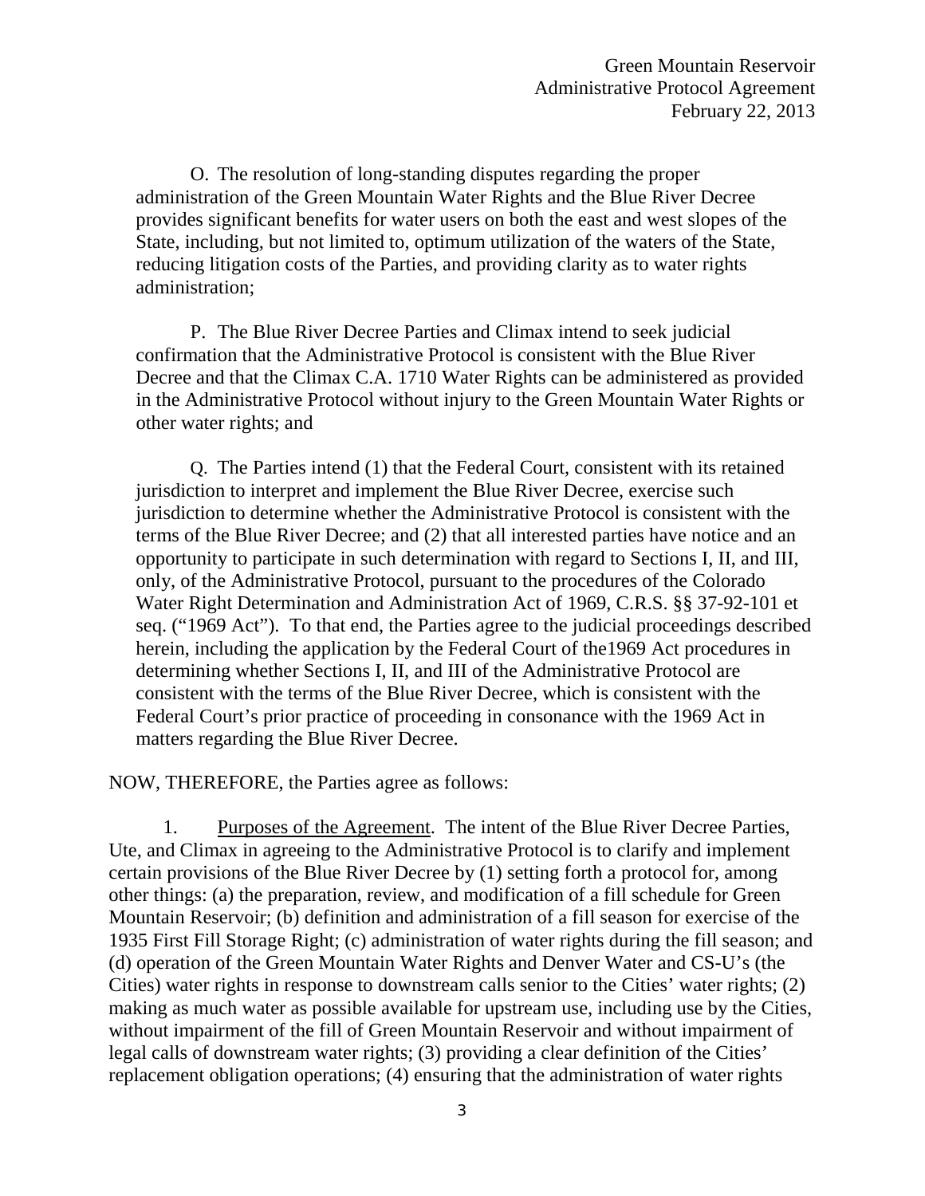O. The resolution of long-standing disputes regarding the proper administration of the Green Mountain Water Rights and the Blue River Decree provides significant benefits for water users on both the east and west slopes of the State, including, but not limited to, optimum utilization of the waters of the State, reducing litigation costs of the Parties, and providing clarity as to water rights administration;

P. The Blue River Decree Parties and Climax intend to seek judicial confirmation that the Administrative Protocol is consistent with the Blue River Decree and that the Climax C.A. 1710 Water Rights can be administered as provided in the Administrative Protocol without injury to the Green Mountain Water Rights or other water rights; and

Q. The Parties intend (1) that the Federal Court, consistent with its retained jurisdiction to interpret and implement the Blue River Decree, exercise such jurisdiction to determine whether the Administrative Protocol is consistent with the terms of the Blue River Decree; and (2) that all interested parties have notice and an opportunity to participate in such determination with regard to Sections I, II, and III, only, of the Administrative Protocol, pursuant to the procedures of the Colorado Water Right Determination and Administration Act of 1969, C.R.S. §§ 37-92-101 et seq. ("1969 Act"). To that end, the Parties agree to the judicial proceedings described herein, including the application by the Federal Court of the1969 Act procedures in determining whether Sections I, II, and III of the Administrative Protocol are consistent with the terms of the Blue River Decree, which is consistent with the Federal Court's prior practice of proceeding in consonance with the 1969 Act in matters regarding the Blue River Decree.

NOW, THEREFORE, the Parties agree as follows:

1. Purposes of the Agreement. The intent of the Blue River Decree Parties, Ute, and Climax in agreeing to the Administrative Protocol is to clarify and implement certain provisions of the Blue River Decree by (1) setting forth a protocol for, among other things: (a) the preparation, review, and modification of a fill schedule for Green Mountain Reservoir; (b) definition and administration of a fill season for exercise of the 1935 First Fill Storage Right; (c) administration of water rights during the fill season; and (d) operation of the Green Mountain Water Rights and Denver Water and CS-U's (the Cities) water rights in response to downstream calls senior to the Cities' water rights; (2) making as much water as possible available for upstream use, including use by the Cities, without impairment of the fill of Green Mountain Reservoir and without impairment of legal calls of downstream water rights; (3) providing a clear definition of the Cities' replacement obligation operations; (4) ensuring that the administration of water rights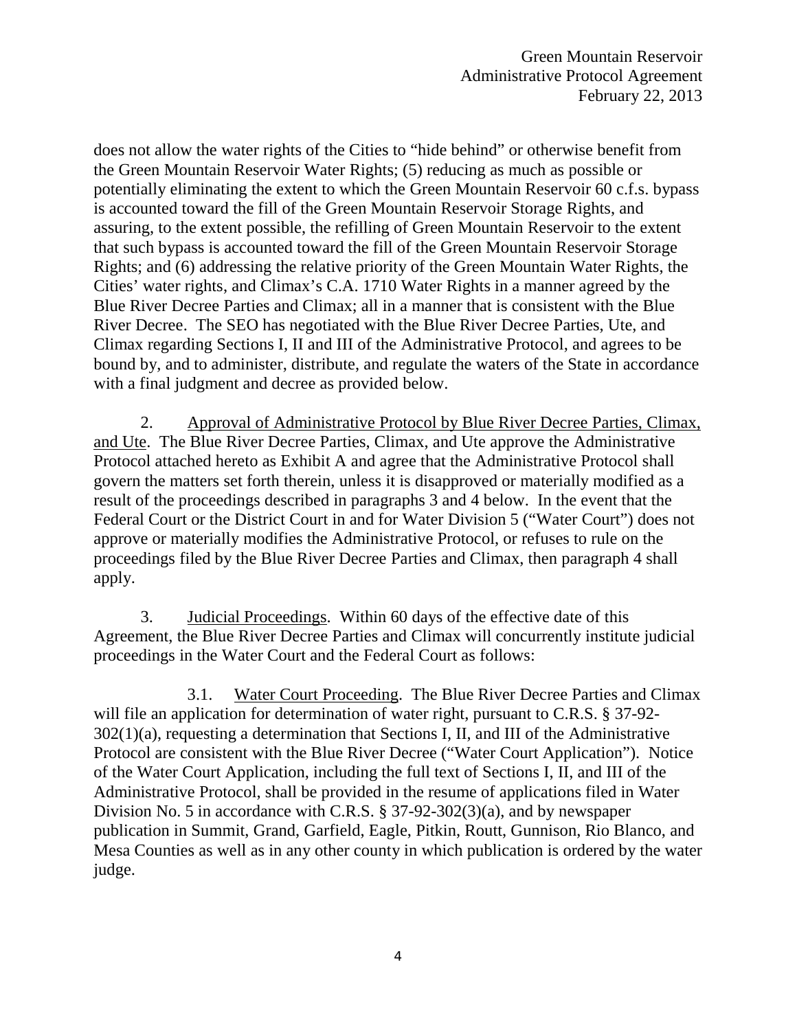does not allow the water rights of the Cities to "hide behind" or otherwise benefit from the Green Mountain Reservoir Water Rights; (5) reducing as much as possible or potentially eliminating the extent to which the Green Mountain Reservoir 60 c.f.s. bypass is accounted toward the fill of the Green Mountain Reservoir Storage Rights, and assuring, to the extent possible, the refilling of Green Mountain Reservoir to the extent that such bypass is accounted toward the fill of the Green Mountain Reservoir Storage Rights; and (6) addressing the relative priority of the Green Mountain Water Rights, the Cities' water rights, and Climax's C.A. 1710 Water Rights in a manner agreed by the Blue River Decree Parties and Climax; all in a manner that is consistent with the Blue River Decree. The SEO has negotiated with the Blue River Decree Parties, Ute, and Climax regarding Sections I, II and III of the Administrative Protocol, and agrees to be bound by, and to administer, distribute, and regulate the waters of the State in accordance with a final judgment and decree as provided below.

2. Approval of Administrative Protocol by Blue River Decree Parties, Climax, and Ute. The Blue River Decree Parties, Climax, and Ute approve the Administrative Protocol attached hereto as Exhibit A and agree that the Administrative Protocol shall govern the matters set forth therein, unless it is disapproved or materially modified as a result of the proceedings described in paragraphs 3 and 4 below. In the event that the Federal Court or the District Court in and for Water Division 5 ("Water Court") does not approve or materially modifies the Administrative Protocol, or refuses to rule on the proceedings filed by the Blue River Decree Parties and Climax, then paragraph 4 shall apply.

3. Judicial Proceedings. Within 60 days of the effective date of this Agreement, the Blue River Decree Parties and Climax will concurrently institute judicial proceedings in the Water Court and the Federal Court as follows:

3.1. Water Court Proceeding. The Blue River Decree Parties and Climax will file an application for determination of water right, pursuant to C.R.S. § 37-92-302(1)(a), requesting a determination that Sections I, II, and III of the Administrative Protocol are consistent with the Blue River Decree ("Water Court Application"). Notice of the Water Court Application, including the full text of Sections I, II, and III of the Administrative Protocol, shall be provided in the resume of applications filed in Water Division No. 5 in accordance with C.R.S. § 37-92-302(3)(a), and by newspaper publication in Summit, Grand, Garfield, Eagle, Pitkin, Routt, Gunnison, Rio Blanco, and Mesa Counties as well as in any other county in which publication is ordered by the water judge.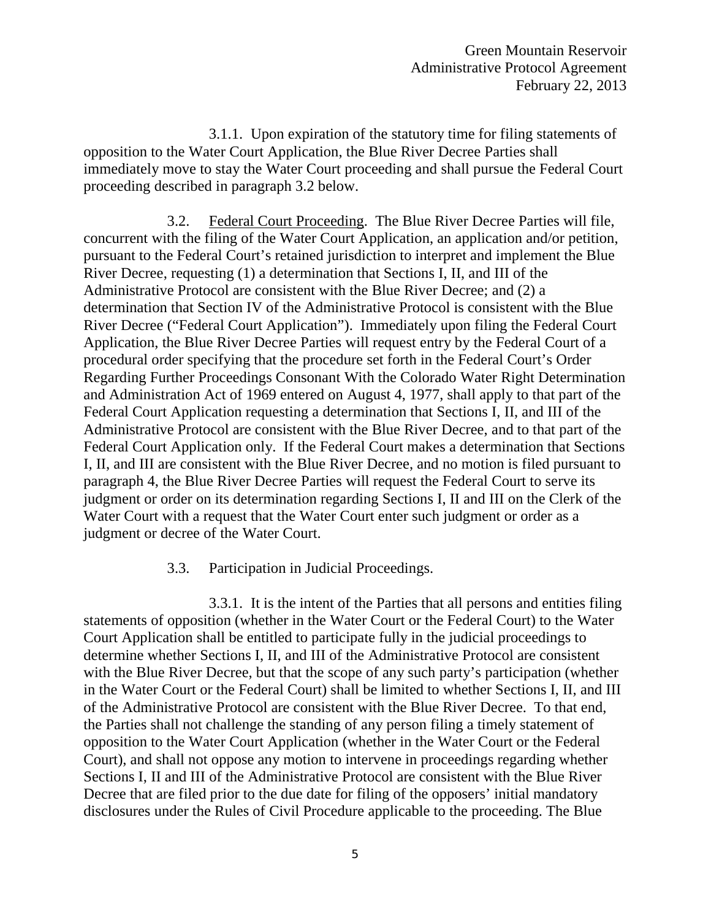3.1.1. Upon expiration of the statutory time for filing statements of opposition to the Water Court Application, the Blue River Decree Parties shall immediately move to stay the Water Court proceeding and shall pursue the Federal Court proceeding described in paragraph 3.2 below.

3.2. Federal Court Proceeding. The Blue River Decree Parties will file, concurrent with the filing of the Water Court Application, an application and/or petition, pursuant to the Federal Court's retained jurisdiction to interpret and implement the Blue River Decree, requesting (1) a determination that Sections I, II, and III of the Administrative Protocol are consistent with the Blue River Decree; and (2) a determination that Section IV of the Administrative Protocol is consistent with the Blue River Decree ("Federal Court Application"). Immediately upon filing the Federal Court Application, the Blue River Decree Parties will request entry by the Federal Court of a procedural order specifying that the procedure set forth in the Federal Court's Order Regarding Further Proceedings Consonant With the Colorado Water Right Determination and Administration Act of 1969 entered on August 4, 1977, shall apply to that part of the Federal Court Application requesting a determination that Sections I, II, and III of the Administrative Protocol are consistent with the Blue River Decree, and to that part of the Federal Court Application only. If the Federal Court makes a determination that Sections I, II, and III are consistent with the Blue River Decree, and no motion is filed pursuant to paragraph 4, the Blue River Decree Parties will request the Federal Court to serve its judgment or order on its determination regarding Sections I, II and III on the Clerk of the Water Court with a request that the Water Court enter such judgment or order as a judgment or decree of the Water Court.

3.3. Participation in Judicial Proceedings.

3.3.1. It is the intent of the Parties that all persons and entities filing statements of opposition (whether in the Water Court or the Federal Court) to the Water Court Application shall be entitled to participate fully in the judicial proceedings to determine whether Sections I, II, and III of the Administrative Protocol are consistent with the Blue River Decree, but that the scope of any such party's participation (whether in the Water Court or the Federal Court) shall be limited to whether Sections I, II, and III of the Administrative Protocol are consistent with the Blue River Decree. To that end, the Parties shall not challenge the standing of any person filing a timely statement of opposition to the Water Court Application (whether in the Water Court or the Federal Court), and shall not oppose any motion to intervene in proceedings regarding whether Sections I, II and III of the Administrative Protocol are consistent with the Blue River Decree that are filed prior to the due date for filing of the opposers' initial mandatory disclosures under the Rules of Civil Procedure applicable to the proceeding. The Blue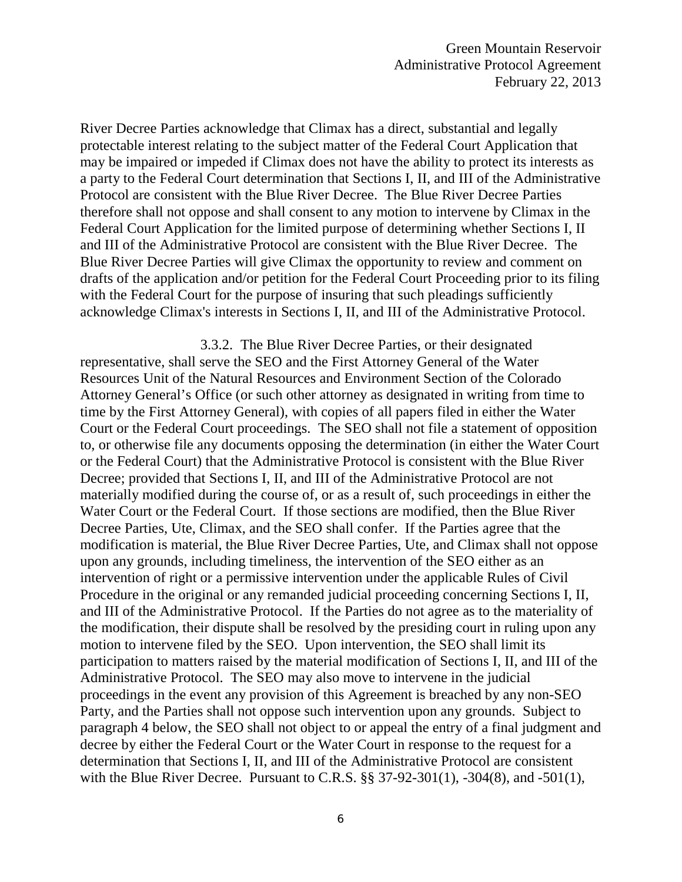River Decree Parties acknowledge that Climax has a direct, substantial and legally protectable interest relating to the subject matter of the Federal Court Application that may be impaired or impeded if Climax does not have the ability to protect its interests as a party to the Federal Court determination that Sections I, II, and III of the Administrative Protocol are consistent with the Blue River Decree. The Blue River Decree Parties therefore shall not oppose and shall consent to any motion to intervene by Climax in the Federal Court Application for the limited purpose of determining whether Sections I, II and III of the Administrative Protocol are consistent with the Blue River Decree. The Blue River Decree Parties will give Climax the opportunity to review and comment on drafts of the application and/or petition for the Federal Court Proceeding prior to its filing with the Federal Court for the purpose of insuring that such pleadings sufficiently acknowledge Climax's interests in Sections I, II, and III of the Administrative Protocol.

3.3.2. The Blue River Decree Parties, or their designated representative, shall serve the SEO and the First Attorney General of the Water Resources Unit of the Natural Resources and Environment Section of the Colorado Attorney General's Office (or such other attorney as designated in writing from time to time by the First Attorney General), with copies of all papers filed in either the Water Court or the Federal Court proceedings. The SEO shall not file a statement of opposition to, or otherwise file any documents opposing the determination (in either the Water Court or the Federal Court) that the Administrative Protocol is consistent with the Blue River Decree; provided that Sections I, II, and III of the Administrative Protocol are not materially modified during the course of, or as a result of, such proceedings in either the Water Court or the Federal Court. If those sections are modified, then the Blue River Decree Parties, Ute, Climax, and the SEO shall confer. If the Parties agree that the modification is material, the Blue River Decree Parties, Ute, and Climax shall not oppose upon any grounds, including timeliness, the intervention of the SEO either as an intervention of right or a permissive intervention under the applicable Rules of Civil Procedure in the original or any remanded judicial proceeding concerning Sections I, II, and III of the Administrative Protocol. If the Parties do not agree as to the materiality of the modification, their dispute shall be resolved by the presiding court in ruling upon any motion to intervene filed by the SEO. Upon intervention, the SEO shall limit its participation to matters raised by the material modification of Sections I, II, and III of the Administrative Protocol. The SEO may also move to intervene in the judicial proceedings in the event any provision of this Agreement is breached by any non-SEO Party, and the Parties shall not oppose such intervention upon any grounds. Subject to paragraph 4 below, the SEO shall not object to or appeal the entry of a final judgment and decree by either the Federal Court or the Water Court in response to the request for a determination that Sections I, II, and III of the Administrative Protocol are consistent with the Blue River Decree. Pursuant to C.R.S. §§ 37-92-301(1), -304(8), and -501(1),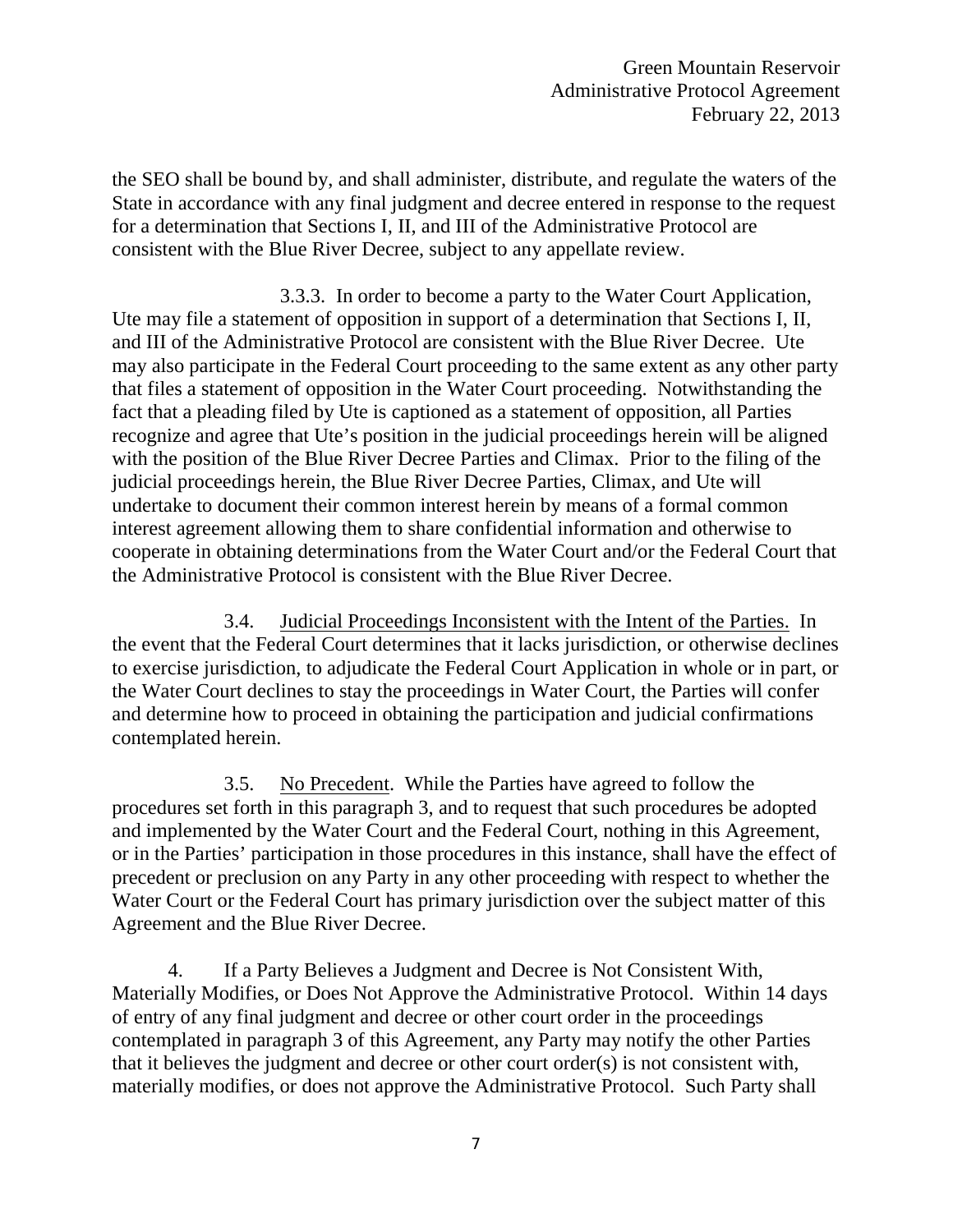the SEO shall be bound by, and shall administer, distribute, and regulate the waters of the State in accordance with any final judgment and decree entered in response to the request for a determination that Sections I, II, and III of the Administrative Protocol are consistent with the Blue River Decree, subject to any appellate review.

3.3.3. In order to become a party to the Water Court Application, Ute may file a statement of opposition in support of a determination that Sections I, II, and III of the Administrative Protocol are consistent with the Blue River Decree. Ute may also participate in the Federal Court proceeding to the same extent as any other party that files a statement of opposition in the Water Court proceeding. Notwithstanding the fact that a pleading filed by Ute is captioned as a statement of opposition, all Parties recognize and agree that Ute's position in the judicial proceedings herein will be aligned with the position of the Blue River Decree Parties and Climax. Prior to the filing of the judicial proceedings herein, the Blue River Decree Parties, Climax, and Ute will undertake to document their common interest herein by means of a formal common interest agreement allowing them to share confidential information and otherwise to cooperate in obtaining determinations from the Water Court and/or the Federal Court that the Administrative Protocol is consistent with the Blue River Decree.

3.4. Judicial Proceedings Inconsistent with the Intent of the Parties. In the event that the Federal Court determines that it lacks jurisdiction, or otherwise declines to exercise jurisdiction, to adjudicate the Federal Court Application in whole or in part, or the Water Court declines to stay the proceedings in Water Court, the Parties will confer and determine how to proceed in obtaining the participation and judicial confirmations contemplated herein.

3.5. No Precedent. While the Parties have agreed to follow the procedures set forth in this paragraph 3, and to request that such procedures be adopted and implemented by the Water Court and the Federal Court, nothing in this Agreement, or in the Parties' participation in those procedures in this instance, shall have the effect of precedent or preclusion on any Party in any other proceeding with respect to whether the Water Court or the Federal Court has primary jurisdiction over the subject matter of this Agreement and the Blue River Decree.

4. If a Party Believes a Judgment and Decree is Not Consistent With, Materially Modifies, or Does Not Approve the Administrative Protocol. Within 14 days of entry of any final judgment and decree or other court order in the proceedings contemplated in paragraph 3 of this Agreement, any Party may notify the other Parties that it believes the judgment and decree or other court order(s) is not consistent with, materially modifies, or does not approve the Administrative Protocol. Such Party shall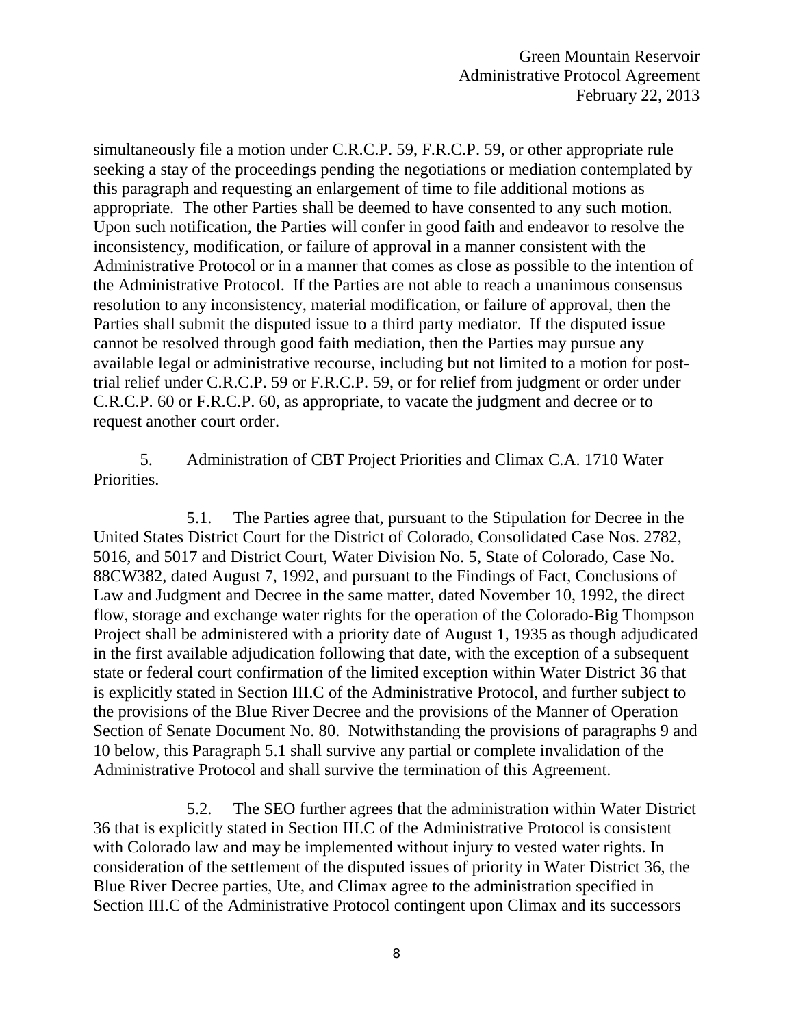simultaneously file a motion under C.R.C.P. 59, F.R.C.P. 59, or other appropriate rule seeking a stay of the proceedings pending the negotiations or mediation contemplated by this paragraph and requesting an enlargement of time to file additional motions as appropriate. The other Parties shall be deemed to have consented to any such motion. Upon such notification, the Parties will confer in good faith and endeavor to resolve the inconsistency, modification, or failure of approval in a manner consistent with the Administrative Protocol or in a manner that comes as close as possible to the intention of the Administrative Protocol. If the Parties are not able to reach a unanimous consensus resolution to any inconsistency, material modification, or failure of approval, then the Parties shall submit the disputed issue to a third party mediator. If the disputed issue cannot be resolved through good faith mediation, then the Parties may pursue any available legal or administrative recourse, including but not limited to a motion for post-trial relief under C.R.C.P. 59 or F.R.C.P. 59, or for relief from judgment or order under C.R.C.P. 60 or F.R.C.P. 60, as appropriate, to vacate the judgment and decree or to request another court order.

5. Administration of CBT Project Priorities and Climax C.A. 1710 Water Priorities.

5.1. The Parties agree that, pursuant to the Stipulation for Decree in the United States District Court for the District of Colorado, Consolidated Case Nos. 2782, 5016, and 5017 and District Court, Water Division No. 5, State of Colorado, Case No. 88CW382, dated August 7, 1992, and pursuant to the Findings of Fact, Conclusions of Law and Judgment and Decree in the same matter, dated November 10, 1992, the direct flow, storage and exchange water rights for the operation of the Colorado-Big Thompson Project shall be administered with a priority date of August 1, 1935 as though adjudicated in the first available adjudication following that date, with the exception of a subsequent state or federal court confirmation of the limited exception within Water District 36 that is explicitly stated in Section III.C of the Administrative Protocol, and further subject to the provisions of the Blue River Decree and the provisions of the Manner of Operation Section of Senate Document No. 80. Notwithstanding the provisions of paragraphs 9 and 10 below, this Paragraph 5.1 shall survive any partial or complete invalidation of the Administrative Protocol and shall survive the termination of this Agreement.

5.2. The SEO further agrees that the administration within Water District 36 that is explicitly stated in Section III.C of the Administrative Protocol is consistent with Colorado law and may be implemented without injury to vested water rights. In consideration of the settlement of the disputed issues of priority in Water District 36, the Blue River Decree parties, Ute, and Climax agree to the administration specified in Section III.C of the Administrative Protocol contingent upon Climax and its successors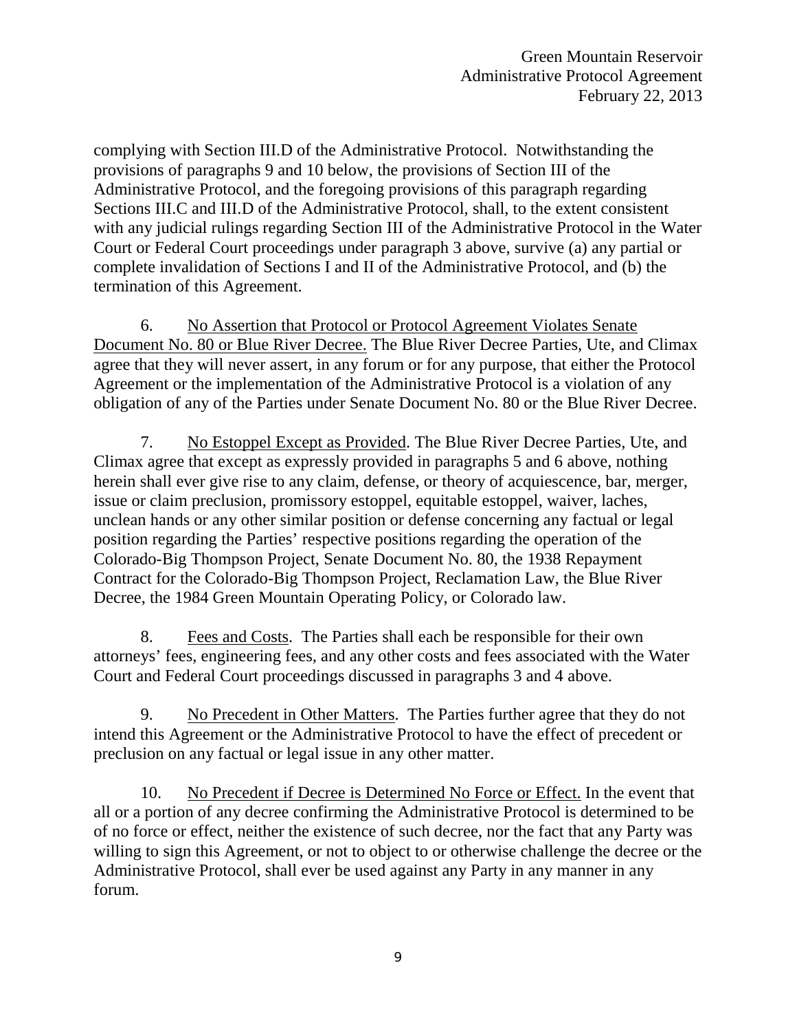complying with Section III.D of the Administrative Protocol. Notwithstanding the provisions of paragraphs 9 and 10 below, the provisions of Section III of the Administrative Protocol, and the foregoing provisions of this paragraph regarding Sections III.C and III.D of the Administrative Protocol, shall, to the extent consistent with any judicial rulings regarding Section III of the Administrative Protocol in the Water Court or Federal Court proceedings under paragraph 3 above, survive (a) any partial or complete invalidation of Sections I and II of the Administrative Protocol, and (b) the termination of this Agreement.

6. No Assertion that Protocol or Protocol Agreement Violates Senate Document No. 80 or Blue River Decree. The Blue River Decree Parties, Ute, and Climax agree that they will never assert, in any forum or for any purpose, that either the Protocol Agreement or the implementation of the Administrative Protocol is a violation of any obligation of any of the Parties under Senate Document No. 80 or the Blue River Decree.

7. No Estoppel Except as Provided. The Blue River Decree Parties, Ute, and Climax agree that except as expressly provided in paragraphs 5 and 6 above, nothing herein shall ever give rise to any claim, defense, or theory of acquiescence, bar, merger, issue or claim preclusion, promissory estoppel, equitable estoppel, waiver, laches, unclean hands or any other similar position or defense concerning any factual or legal position regarding the Parties' respective positions regarding the operation of the Colorado-Big Thompson Project, Senate Document No. 80, the 1938 Repayment Contract for the Colorado-Big Thompson Project, Reclamation Law, the Blue River Decree, the 1984 Green Mountain Operating Policy, or Colorado law.

8. Fees and Costs. The Parties shall each be responsible for their own attorneys' fees, engineering fees, and any other costs and fees associated with the Water Court and Federal Court proceedings discussed in paragraphs 3 and 4 above.

9. No Precedent in Other Matters. The Parties further agree that they do not intend this Agreement or the Administrative Protocol to have the effect of precedent or preclusion on any factual or legal issue in any other matter.

10. No Precedent if Decree is Determined No Force or Effect. In the event that all or a portion of any decree confirming the Administrative Protocol is determined to be of no force or effect, neither the existence of such decree, nor the fact that any Party was willing to sign this Agreement, or not to object to or otherwise challenge the decree or the Administrative Protocol, shall ever be used against any Party in any manner in any forum.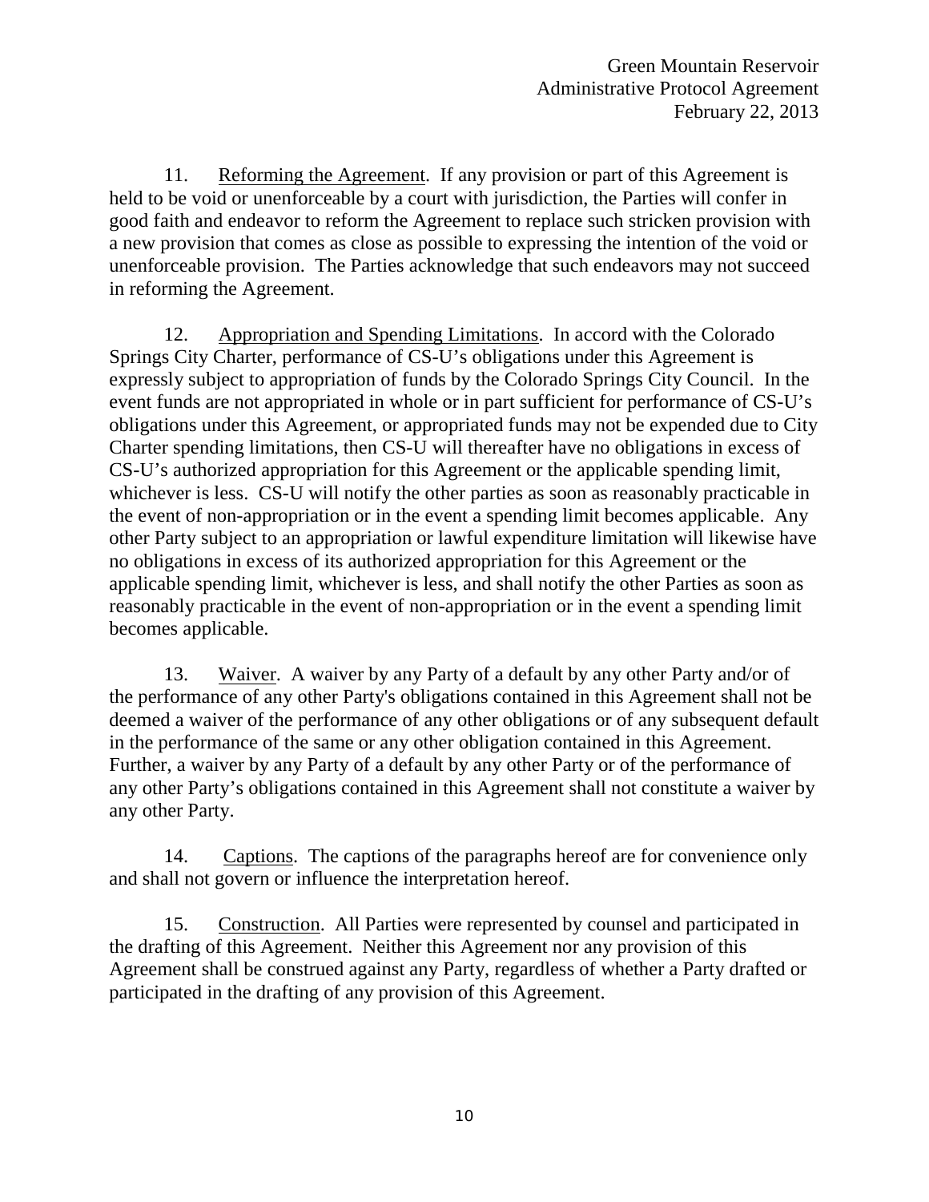11. Reforming the Agreement. If any provision or part of this Agreement is held to be void or unenforceable by a court with jurisdiction, the Parties will confer in good faith and endeavor to reform the Agreement to replace such stricken provision with a new provision that comes as close as possible to expressing the intention of the void or unenforceable provision. The Parties acknowledge that such endeavors may not succeed in reforming the Agreement.

12. Appropriation and Spending Limitations. In accord with the Colorado Springs City Charter, performance of CS-U's obligations under this Agreement is expressly subject to appropriation of funds by the Colorado Springs City Council. In the event funds are not appropriated in whole or in part sufficient for performance of CS-U's obligations under this Agreement, or appropriated funds may not be expended due to City Charter spending limitations, then CS-U will thereafter have no obligations in excess of CS-U's authorized appropriation for this Agreement or the applicable spending limit, whichever is less. CS-U will notify the other parties as soon as reasonably practicable in the event of non-appropriation or in the event a spending limit becomes applicable. Any other Party subject to an appropriation or lawful expenditure limitation will likewise have no obligations in excess of its authorized appropriation for this Agreement or the applicable spending limit, whichever is less, and shall notify the other Parties as soon as reasonably practicable in the event of non-appropriation or in the event a spending limit becomes applicable.

13. Waiver. A waiver by any Party of a default by any other Party and/or of the performance of any other Party's obligations contained in this Agreement shall not be deemed a waiver of the performance of any other obligations or of any subsequent default in the performance of the same or any other obligation contained in this Agreement. Further, a waiver by any Party of a default by any other Party or of the performance of any other Party's obligations contained in this Agreement shall not constitute a waiver by any other Party.

14. Captions. The captions of the paragraphs hereof are for convenience only and shall not govern or influence the interpretation hereof.

15. Construction. All Parties were represented by counsel and participated in the drafting of this Agreement. Neither this Agreement nor any provision of this Agreement shall be construed against any Party, regardless of whether a Party drafted or participated in the drafting of any provision of this Agreement.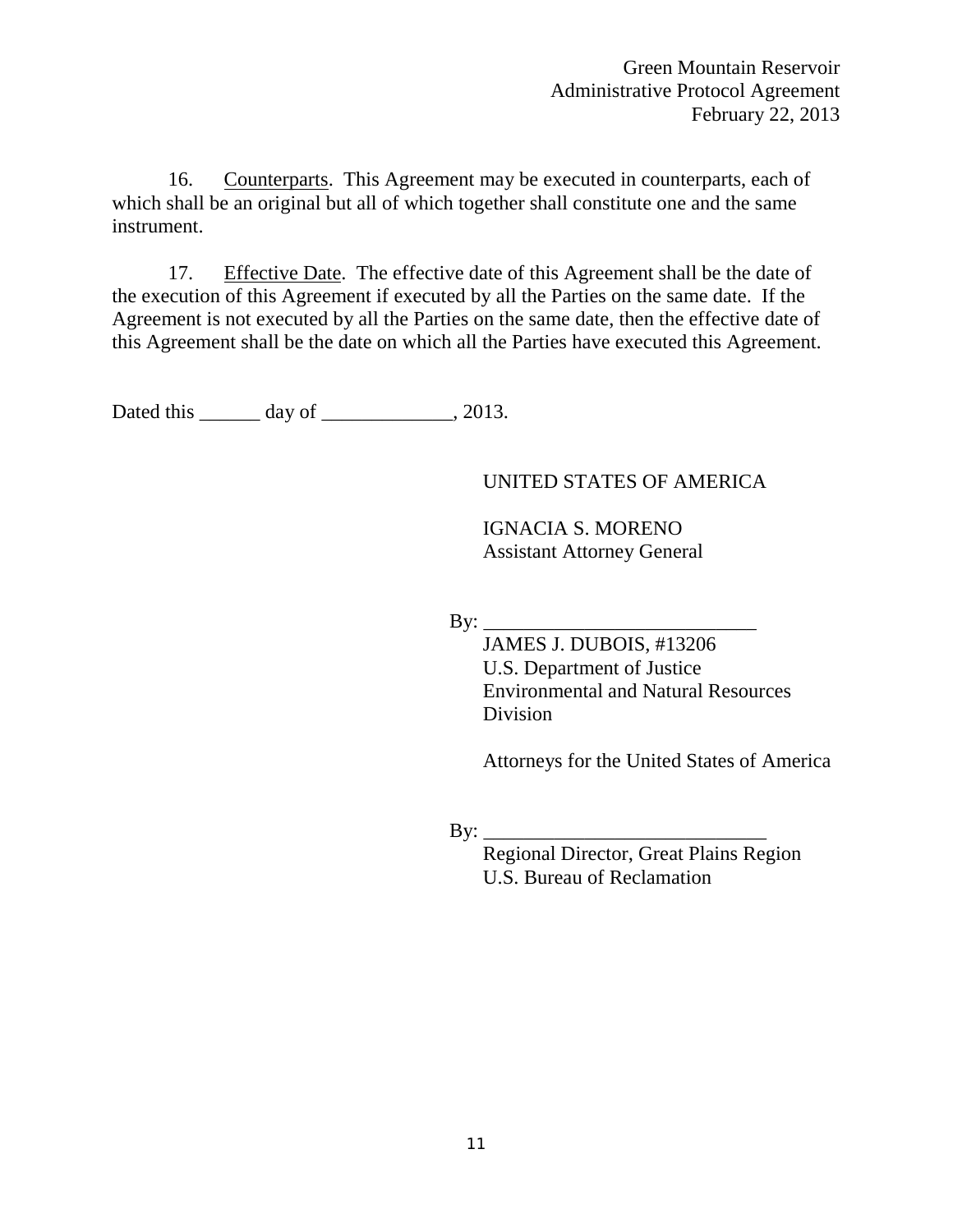16. Counterparts. This Agreement may be executed in counterparts, each of which shall be an original but all of which together shall constitute one and the same instrument.

17. Effective Date. The effective date of this Agreement shall be the date of the execution of this Agreement if executed by all the Parties on the same date. If the Agreement is not executed by all the Parties on the same date, then the effective date of this Agreement shall be the date on which all the Parties have executed this Agreement.

Dated this ______ day of _____________, 2013.

UNITED STATES OF AMERICA

IGNACIA S. MORENO
Assistant Attorney General

By: ___________________________
JAMES J. DUBOIS, #13206
U.S. Department of Justice
Environmental and Natural Resources Division

Attorneys for the United States of America

By: ____________________________
Regional Director, Great Plains Region
U.S. Bureau of Reclamation